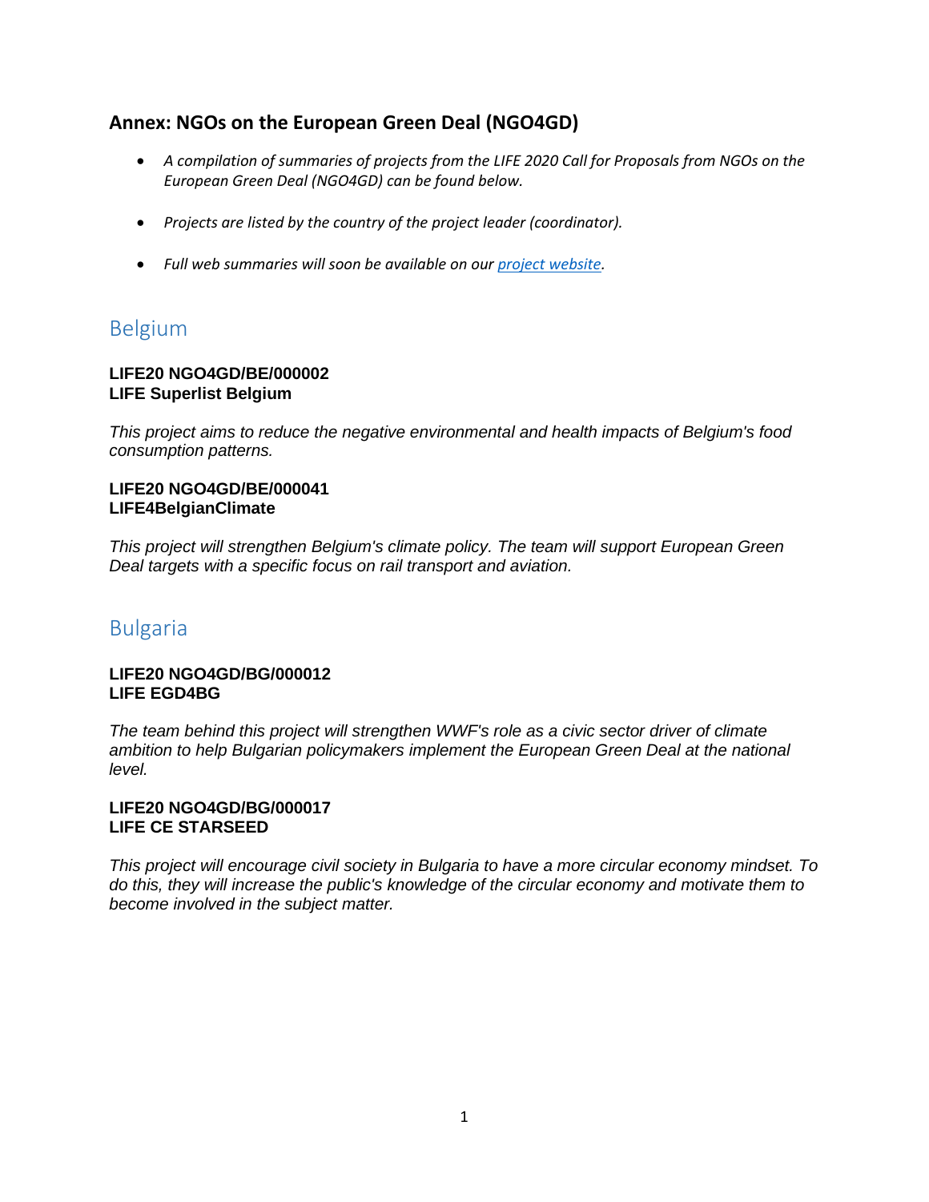## Annex: NGOs on the European Green Deal (NGO4GD)

- *A compilation of summaries of projects from the LIFE 2020 Call for Proposals from NGOs on the European Green Deal (NGO4GD) can be found below.*
- *Projects are listed by the country of the project leader (coordinator).*
- *Full web summaries will soon be available on our [project website](project website).*

# Belgium

**LIFE20 NGO4GD/BE/000002**
**LIFE Superlist Belgium**

*This project aims to reduce the negative environmental and health impacts of Belgium's food consumption patterns.*

**LIFE20 NGO4GD/BE/000041**
**LIFE4BelgianClimate**

*This project will strengthen Belgium's climate policy. The team will support European Green Deal targets with a specific focus on rail transport and aviation.*

# Bulgaria

**LIFE20 NGO4GD/BG/000012**
**LIFE EGD4BG**

*The team behind this project will strengthen WWF's role as a civic sector driver of climate ambition to help Bulgarian policymakers implement the European Green Deal at the national level.*

**LIFE20 NGO4GD/BG/000017**
**LIFE CE STARSEED**

*This project will encourage civil society in Bulgaria to have a more circular economy mindset. To do this, they will increase the public's knowledge of the circular economy and motivate them to become involved in the subject matter.*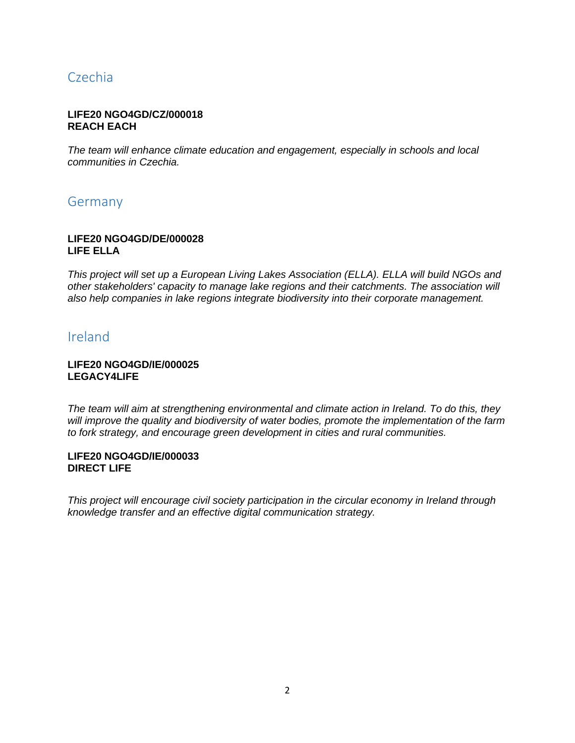## Czechia

**LIFE20 NGO4GD/CZ/000018**
**REACH EACH**

*The team will enhance climate education and engagement, especially in schools and local communities in Czechia.*

## Germany

**LIFE20 NGO4GD/DE/000028**
**LIFE ELLA**

*This project will set up a European Living Lakes Association (ELLA). ELLA will build NGOs and other stakeholders' capacity to manage lake regions and their catchments. The association will also help companies in lake regions integrate biodiversity into their corporate management.*

## Ireland

**LIFE20 NGO4GD/IE/000025**
**LEGACY4LIFE**

*The team will aim at strengthening environmental and climate action in Ireland. To do this, they will improve the quality and biodiversity of water bodies, promote the implementation of the farm to fork strategy, and encourage green development in cities and rural communities.*

**LIFE20 NGO4GD/IE/000033**
**DIRECT LIFE**

*This project will encourage civil society participation in the circular economy in Ireland through knowledge transfer and an effective digital communication strategy.*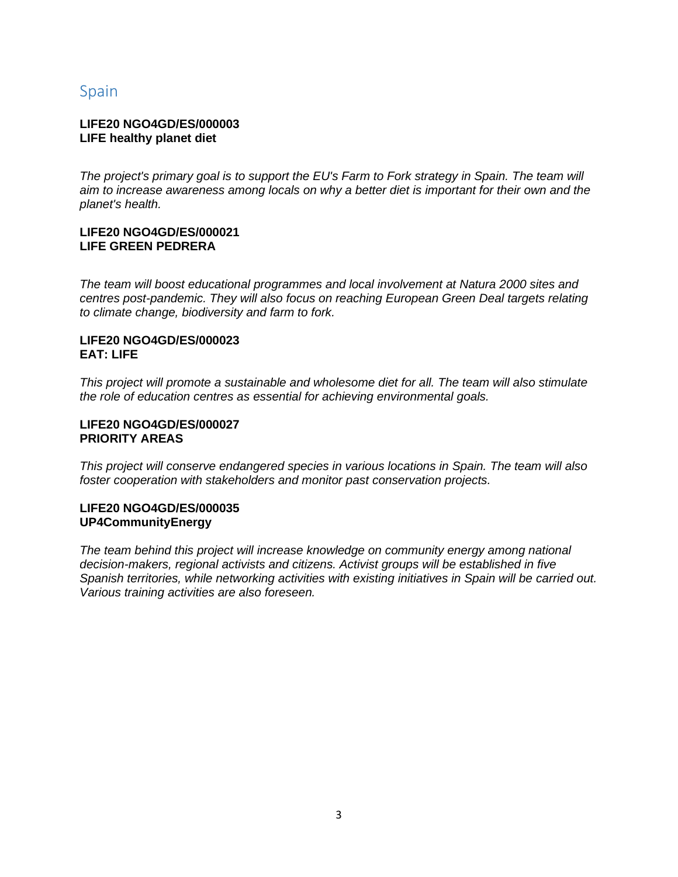## Spain

**LIFE20 NGO4GD/ES/000003**
**LIFE healthy planet diet**

*The project's primary goal is to support the EU's Farm to Fork strategy in Spain. The team will aim to increase awareness among locals on why a better diet is important for their own and the planet's health.*

**LIFE20 NGO4GD/ES/000021**
**LIFE GREEN PEDRERA**

*The team will boost educational programmes and local involvement at Natura 2000 sites and centres post-pandemic. They will also focus on reaching European Green Deal targets relating to climate change, biodiversity and farm to fork.*

**LIFE20 NGO4GD/ES/000023**
**EAT: LIFE**

*This project will promote a sustainable and wholesome diet for all. The team will also stimulate the role of education centres as essential for achieving environmental goals.*

**LIFE20 NGO4GD/ES/000027**
**PRIORITY AREAS**

*This project will conserve endangered species in various locations in Spain. The team will also foster cooperation with stakeholders and monitor past conservation projects.*

**LIFE20 NGO4GD/ES/000035**
**UP4CommunityEnergy**

*The team behind this project will increase knowledge on community energy among national decision-makers, regional activists and citizens. Activist groups will be established in five Spanish territories, while networking activities with existing initiatives in Spain will be carried out. Various training activities are also foreseen.*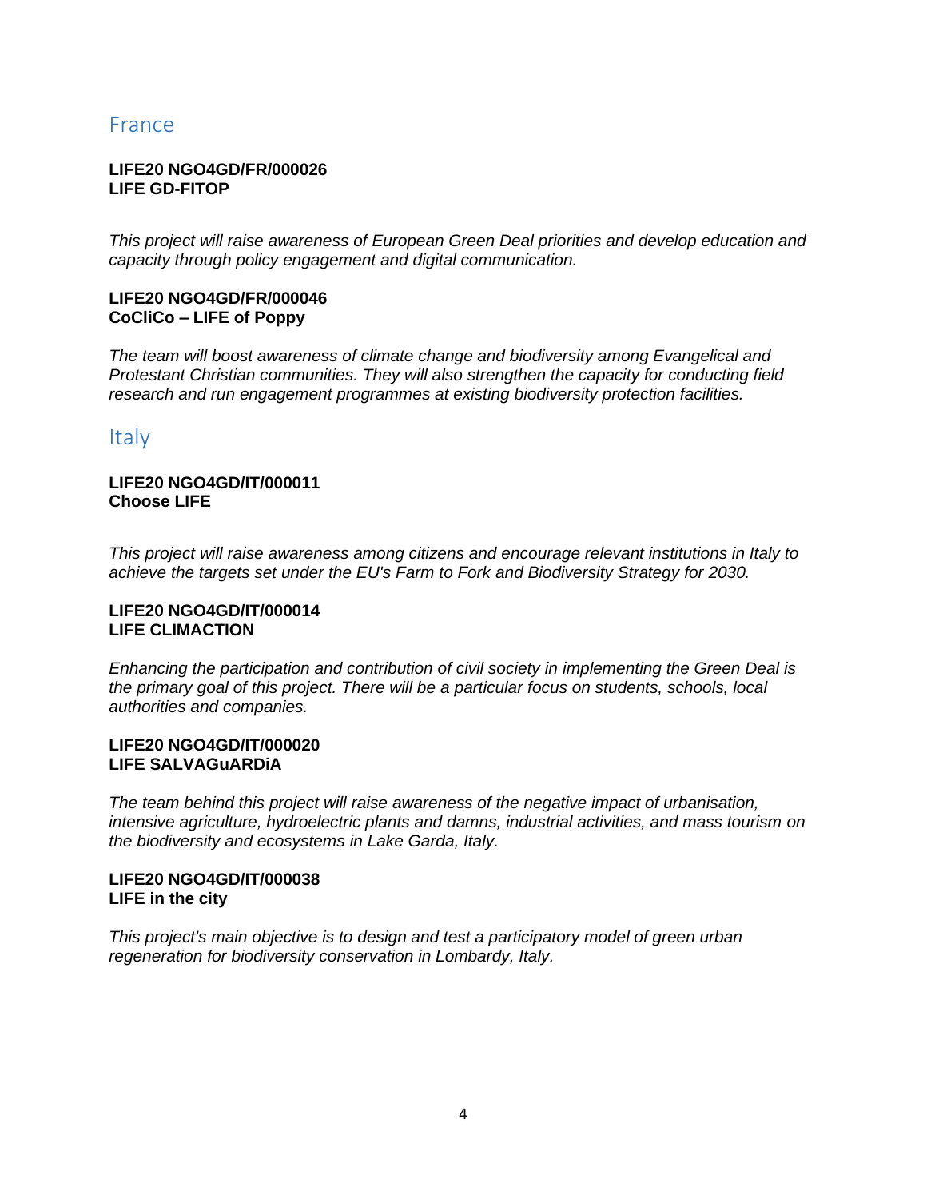## France

**LIFE20 NGO4GD/FR/000026**
**LIFE GD-FITOP**

*This project will raise awareness of European Green Deal priorities and develop education and capacity through policy engagement and digital communication.*

**LIFE20 NGO4GD/FR/000046**
**CoCliCo – LIFE of Poppy**

*The team will boost awareness of climate change and biodiversity among Evangelical and Protestant Christian communities. They will also strengthen the capacity for conducting field research and run engagement programmes at existing biodiversity protection facilities.*

## Italy

**LIFE20 NGO4GD/IT/000011**
**Choose LIFE**

*This project will raise awareness among citizens and encourage relevant institutions in Italy to achieve the targets set under the EU's Farm to Fork and Biodiversity Strategy for 2030.*

**LIFE20 NGO4GD/IT/000014**
**LIFE CLIMACTION**

*Enhancing the participation and contribution of civil society in implementing the Green Deal is the primary goal of this project. There will be a particular focus on students, schools, local authorities and companies.*

**LIFE20 NGO4GD/IT/000020**
**LIFE SALVAGuARDiA**

*The team behind this project will raise awareness of the negative impact of urbanisation, intensive agriculture, hydroelectric plants and damns, industrial activities, and mass tourism on the biodiversity and ecosystems in Lake Garda, Italy.*

**LIFE20 NGO4GD/IT/000038**
**LIFE in the city**

*This project's main objective is to design and test a participatory model of green urban regeneration for biodiversity conservation in Lombardy, Italy.*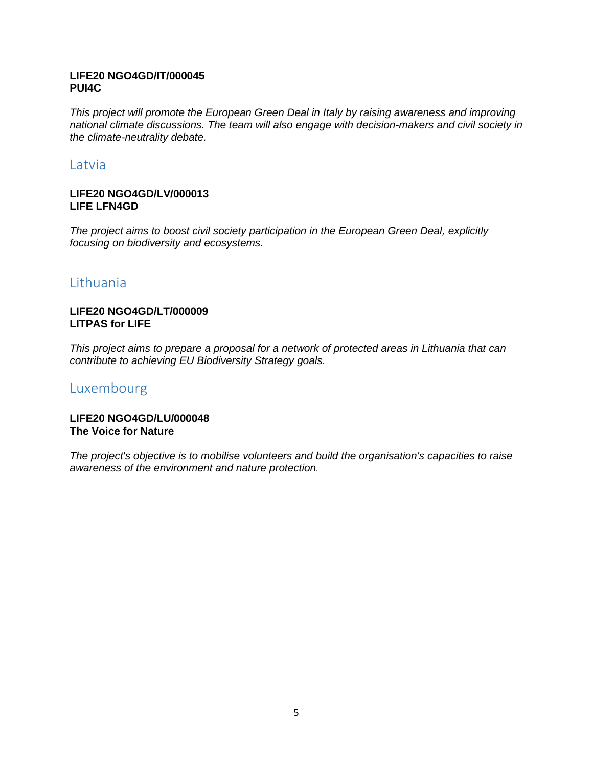**LIFE20 NGO4GD/IT/000045**
**PUI4C**

*This project will promote the European Green Deal in Italy by raising awareness and improving national climate discussions. The team will also engage with decision-makers and civil society in the climate-neutrality debate.*

## Latvia

**LIFE20 NGO4GD/LV/000013**
**LIFE LFN4GD**

*The project aims to boost civil society participation in the European Green Deal, explicitly focusing on biodiversity and ecosystems.*

## Lithuania

**LIFE20 NGO4GD/LT/000009**
**LITPAS for LIFE**

*This project aims to prepare a proposal for a network of protected areas in Lithuania that can contribute to achieving EU Biodiversity Strategy goals.*

## Luxembourg

**LIFE20 NGO4GD/LU/000048**
**The Voice for Nature**

*The project's objective is to mobilise volunteers and build the organisation's capacities to raise awareness of the environment and nature protection.*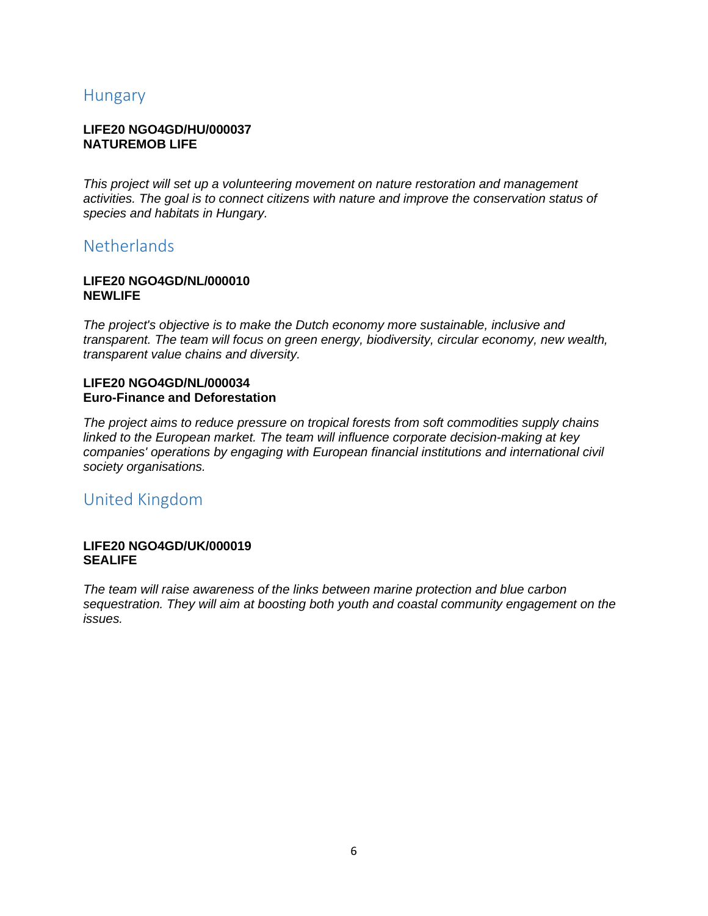## Hungary

**LIFE20 NGO4GD/HU/000037**
**NATUREMOB LIFE**

*This project will set up a volunteering movement on nature restoration and management activities. The goal is to connect citizens with nature and improve the conservation status of species and habitats in Hungary.*

## Netherlands

**LIFE20 NGO4GD/NL/000010**
**NEWLIFE**

*The project's objective is to make the Dutch economy more sustainable, inclusive and transparent. The team will focus on green energy, biodiversity, circular economy, new wealth, transparent value chains and diversity.*

**LIFE20 NGO4GD/NL/000034**
**Euro-Finance and Deforestation**

*The project aims to reduce pressure on tropical forests from soft commodities supply chains linked to the European market. The team will influence corporate decision-making at key companies' operations by engaging with European financial institutions and international civil society organisations.*

## United Kingdom

**LIFE20 NGO4GD/UK/000019**
**SEALIFE**

*The team will raise awareness of the links between marine protection and blue carbon sequestration. They will aim at boosting both youth and coastal community engagement on the issues.*